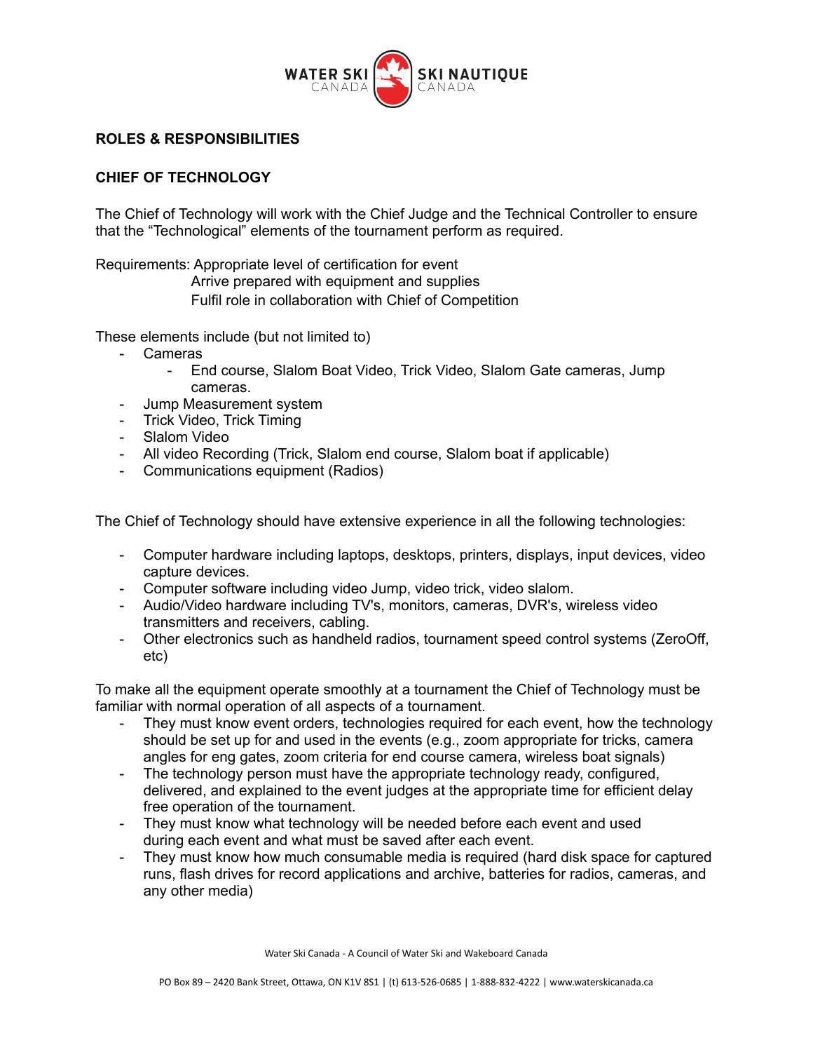**ROLES & RESPONSIBILITIES**

**CHIEF OF TECHNOLOGY**

The Chief of Technology will work with the Chief Judge and the Technical Controller to ensure that the "Technological" elements of the tournament perform as required.

Requirements: Appropriate level of certification for event
Arrive prepared with equipment and supplies
Fulfil role in collaboration with Chief of Competition

These elements include (but not limited to)

- Cameras
  - End course, Slalom Boat Video, Trick Video, Slalom Gate cameras, Jump cameras.
- Jump Measurement system
- Trick Video, Trick Timing
- Slalom Video
- All video Recording (Trick, Slalom end course, Slalom boat if applicable)
- Communications equipment (Radios)

The Chief of Technology should have extensive experience in all the following technologies:

- Computer hardware including laptops, desktops, printers, displays, input devices, video capture devices.
- Computer software including video Jump, video trick, video slalom.
- Audio/Video hardware including TV's, monitors, cameras, DVR's, wireless video transmitters and receivers, cabling.
- Other electronics such as handheld radios, tournament speed control systems (ZeroOff, etc)

To make all the equipment operate smoothly at a tournament the Chief of Technology must be familiar with normal operation of all aspects of a tournament.

- They must know event orders, technologies required for each event, how the technology should be set up for and used in the events (e.g., zoom appropriate for tricks, camera angles for eng gates, zoom criteria for end course camera, wireless boat signals)
- The technology person must have the appropriate technology ready, configured, delivered, and explained to the event judges at the appropriate time for efficient delay free operation of the tournament.
- They must know what technology will be needed before each event and used during each event and what must be saved after each event.
- They must know how much consumable media is required (hard disk space for captured runs, flash drives for record applications and archive, batteries for radios, cameras, and any other media)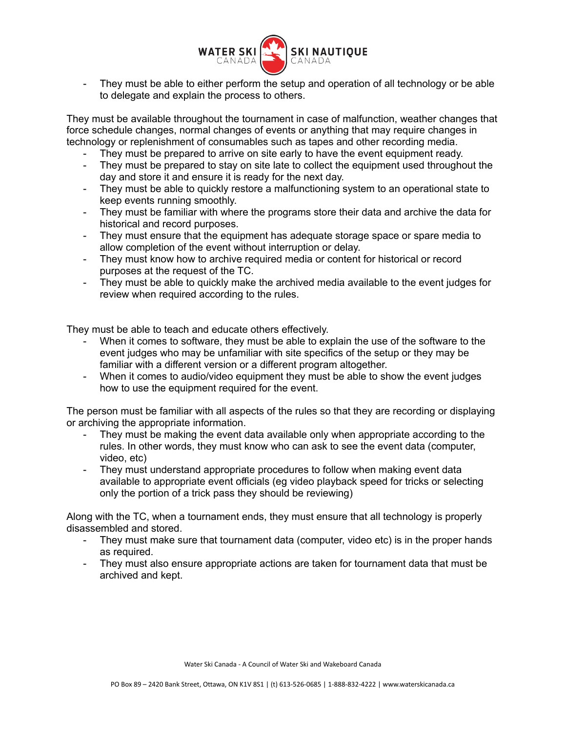- They must be able to either perform the setup and operation of all technology or be able to delegate and explain the process to others.

They must be available throughout the tournament in case of malfunction, weather changes that force schedule changes, normal changes of events or anything that may require changes in technology or replenishment of consumables such as tapes and other recording media.

- They must be prepared to arrive on site early to have the event equipment ready.
- They must be prepared to stay on site late to collect the equipment used throughout the day and store it and ensure it is ready for the next day.
- They must be able to quickly restore a malfunctioning system to an operational state to keep events running smoothly.
- They must be familiar with where the programs store their data and archive the data for historical and record purposes.
- They must ensure that the equipment has adequate storage space or spare media to allow completion of the event without interruption or delay.
- They must know how to archive required media or content for historical or record purposes at the request of the TC.
- They must be able to quickly make the archived media available to the event judges for review when required according to the rules.

They must be able to teach and educate others effectively.

- When it comes to software, they must be able to explain the use of the software to the event judges who may be unfamiliar with site specifics of the setup or they may be familiar with a different version or a different program altogether.
- When it comes to audio/video equipment they must be able to show the event judges how to use the equipment required for the event.

The person must be familiar with all aspects of the rules so that they are recording or displaying or archiving the appropriate information.

- They must be making the event data available only when appropriate according to the rules. In other words, they must know who can ask to see the event data (computer, video, etc)
- They must understand appropriate procedures to follow when making event data available to appropriate event officials (eg video playback speed for tricks or selecting only the portion of a trick pass they should be reviewing)

Along with the TC, when a tournament ends, they must ensure that all technology is properly disassembled and stored.

- They must make sure that tournament data (computer, video etc) is in the proper hands as required.
- They must also ensure appropriate actions are taken for tournament data that must be archived and kept.